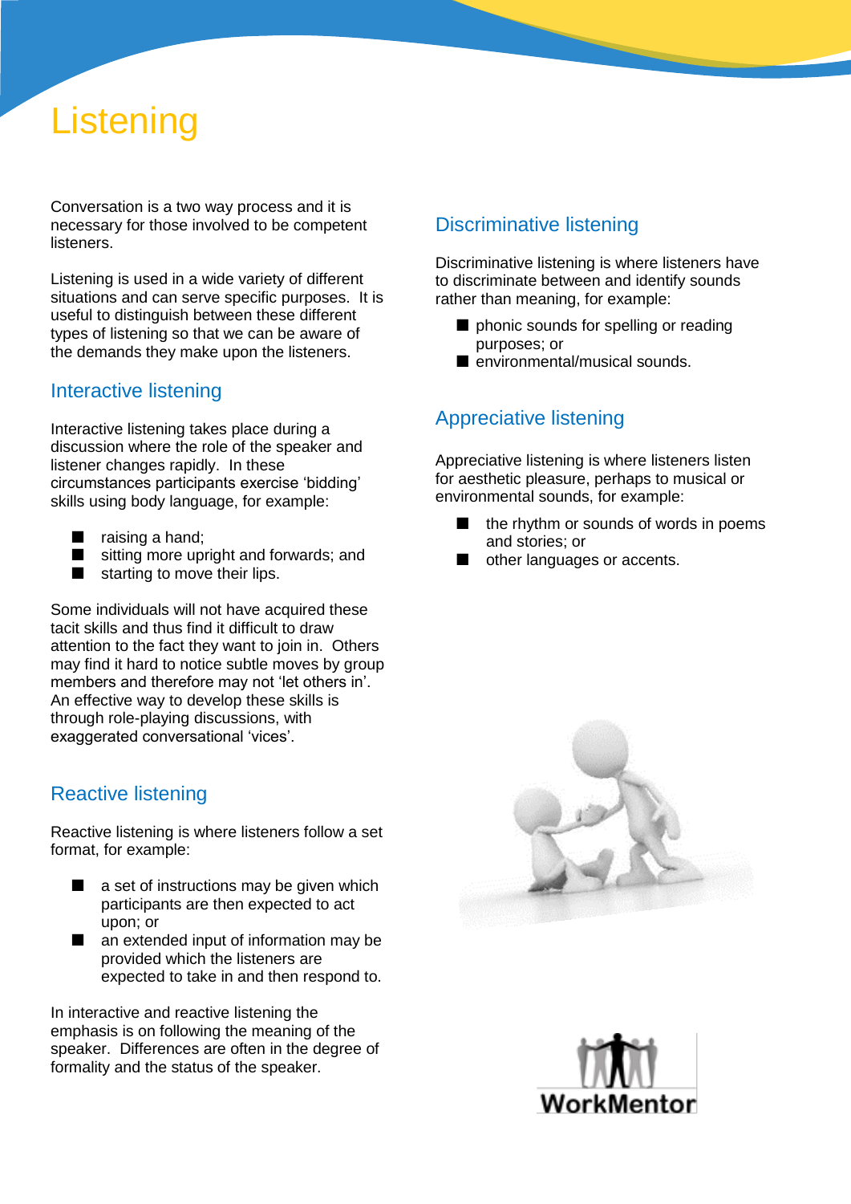# Listening

Conversation is a two way process and it is necessary for those involved to be competent listeners.

Listening is used in a wide variety of different situations and can serve specific purposes. It is useful to distinguish between these different types of listening so that we can be aware of the demands they make upon the listeners.

## Interactive listening

Interactive listening takes place during a discussion where the role of the speaker and listener changes rapidly. In these circumstances participants exercise 'bidding' skills using body language, for example:

- raising a hand;
- sitting more upright and forwards; and
- starting to move their lips.

Some individuals will not have acquired these tacit skills and thus find it difficult to draw attention to the fact they want to join in. Others may find it hard to notice subtle moves by group members and therefore may not 'let others in'. An effective way to develop these skills is through role-playing discussions, with exaggerated conversational 'vices'.

## Reactive listening

Reactive listening is where listeners follow a set format, for example:

- a set of instructions may be given which participants are then expected to act upon; or
- an extended input of information may be provided which the listeners are expected to take in and then respond to.

In interactive and reactive listening the emphasis is on following the meaning of the speaker. Differences are often in the degree of formality and the status of the speaker.

## Discriminative listening

Discriminative listening is where listeners have to discriminate between and identify sounds rather than meaning, for example:

- phonic sounds for spelling or reading purposes; or
- environmental/musical sounds.

## Appreciative listening

Appreciative listening is where listeners listen for aesthetic pleasure, perhaps to musical or environmental sounds, for example:

- the rhythm or sounds of words in poems and stories; or
- other languages or accents.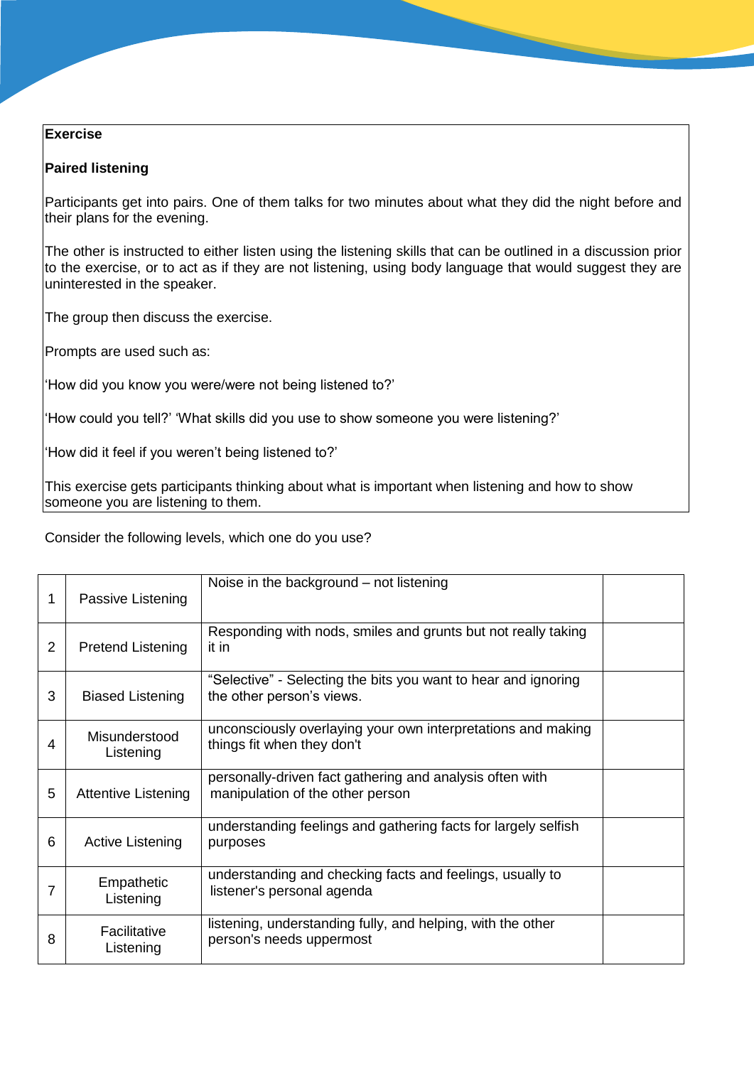**Exercise**

**Paired listening**

Participants get into pairs. One of them talks for two minutes about what they did the night before and their plans for the evening.

The other is instructed to either listen using the listening skills that can be outlined in a discussion prior to the exercise, or to act as if they are not listening, using body language that would suggest they are uninterested in the speaker.

The group then discuss the exercise.

Prompts are used such as:

'How did you know you were/were not being listened to?'

'How could you tell?' 'What skills did you use to show someone you were listening?'

'How did it feel if you weren't being listened to?'

This exercise gets participants thinking about what is important when listening and how to show someone you are listening to them.

Consider the following levels, which one do you use?

| | | | |
|---|---|---|---|
| 1 | Passive Listening | Noise in the background – not listening | |
| 2 | Pretend Listening | Responding with nods, smiles and grunts but not really taking it in | |
| 3 | Biased Listening | "Selective" - Selecting the bits you want to hear and ignoring the other person's views. | |
| 4 | Misunderstood Listening | unconsciously overlaying your own interpretations and making things fit when they don't | |
| 5 | Attentive Listening | personally-driven fact gathering and analysis often with manipulation of the other person | |
| 6 | Active Listening | understanding feelings and gathering facts for largely selfish purposes | |
| 7 | Empathetic Listening | understanding and checking facts and feelings, usually to listener's personal agenda | |
| 8 | Facilitative Listening | listening, understanding fully, and helping, with the other person's needs uppermost | |